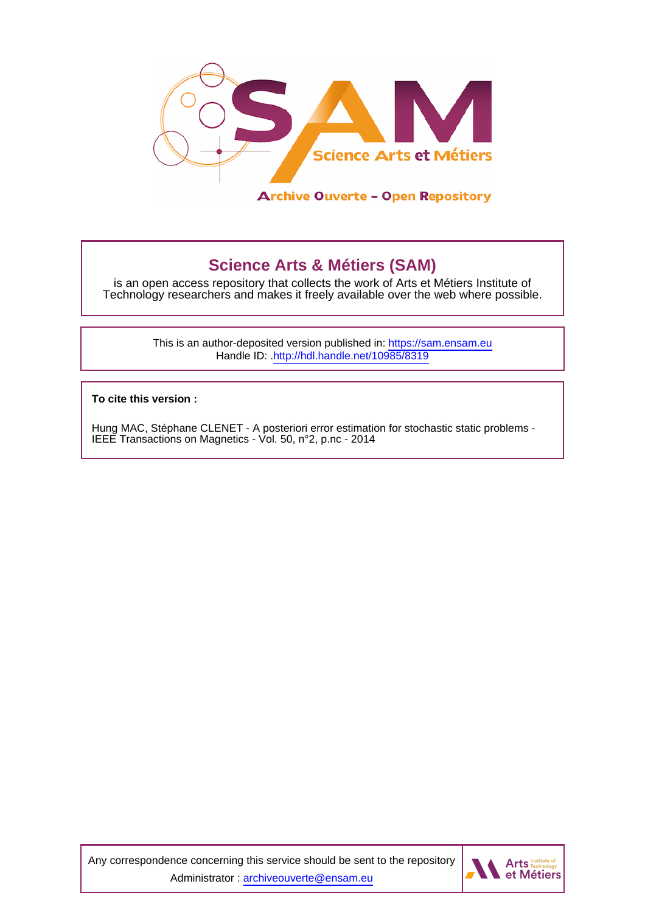**Archive Ouverte – Open Repository**

## Science Arts & Métiers (SAM)

is an open access repository that collects the work of Arts et Métiers Institute of Technology researchers and makes it freely available over the web where possible.

This is an author-deposited version published in: https://sam.ensam.eu
Handle ID: .http://hdl.handle.net/10985/8319

**To cite this version :**

Hung MAC, Stéphane CLENET - A posteriori error estimation for stochastic static problems - IEEE Transactions on Magnetics - Vol. 50, n°2, p.nc - 2014

Any correspondence concerning this service should be sent to the repository Administrator : archiveouverte@ensam.eu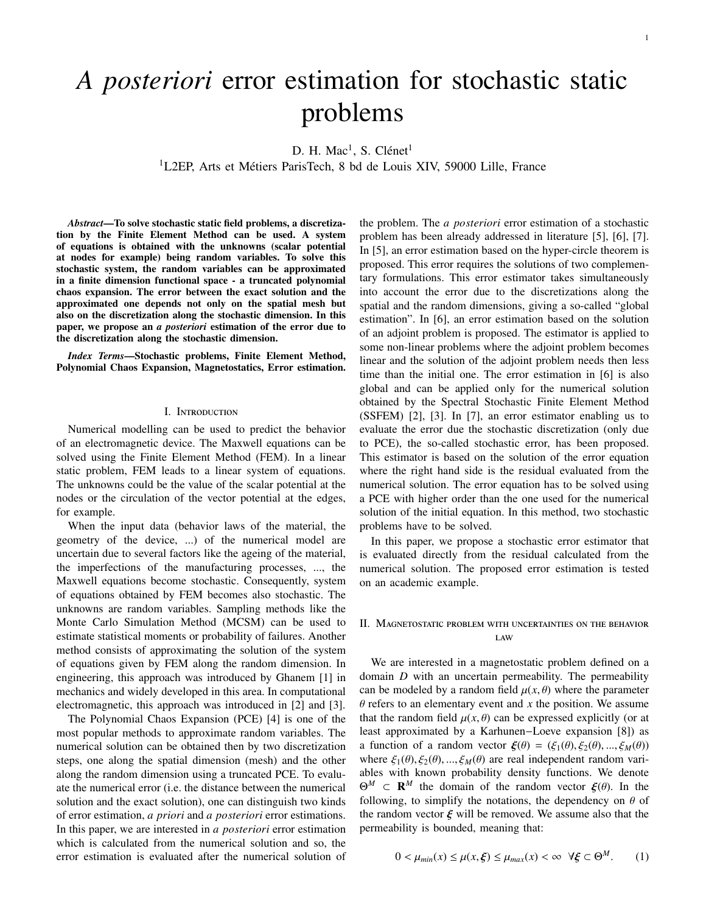# *A posteriori* error estimation for stochastic static problems

D. H. Mac[1], S. Clénet[1]

[1]L2EP, Arts et Métiers ParisTech, 8 bd de Louis XIV, 59000 Lille, France

***Abstract*—To solve stochastic static field problems, a discretization by the Finite Element Method can be used. A system of equations is obtained with the unknowns (scalar potential at nodes for example) being random variables. To solve this stochastic system, the random variables can be approximated in a finite dimension functional space - a truncated polynomial chaos expansion. The error between the exact solution and the approximated one depends not only on the spatial mesh but also on the discretization along the stochastic dimension. In this paper, we propose an *a posteriori* estimation of the error due to the discretization along the stochastic dimension.**

***Index Terms*—Stochastic problems, Finite Element Method, Polynomial Chaos Expansion, Magnetostatics, Error estimation.**

## I. Introduction

Numerical modelling can be used to predict the behavior of an electromagnetic device. The Maxwell equations can be solved using the Finite Element Method (FEM). In a linear static problem, FEM leads to a linear system of equations. The unknowns could be the value of the scalar potential at the nodes or the circulation of the vector potential at the edges, for example.

When the input data (behavior laws of the material, the geometry of the device, ...) of the numerical model are uncertain due to several factors like the ageing of the material, the imperfections of the manufacturing processes, ..., the Maxwell equations become stochastic. Consequently, system of equations obtained by FEM becomes also stochastic. The unknowns are random variables. Sampling methods like the Monte Carlo Simulation Method (MCSM) can be used to estimate statistical moments or probability of failures. Another method consists of approximating the solution of the system of equations given by FEM along the random dimension. In engineering, this approach was introduced by Ghanem [1] in mechanics and widely developed in this area. In computational electromagnetic, this approach was introduced in [2] and [3].

The Polynomial Chaos Expansion (PCE) [4] is one of the most popular methods to approximate random variables. The numerical solution can be obtained then by two discretization steps, one along the spatial dimension (mesh) and the other along the random dimension using a truncated PCE. To evaluate the numerical error (i.e. the distance between the numerical solution and the exact solution), one can distinguish two kinds of error estimation, *a priori* and *a posteriori* error estimations. In this paper, we are interested in *a posteriori* error estimation which is calculated from the numerical solution and so, the error estimation is evaluated after the numerical solution of the problem. The *a posteriori* error estimation of a stochastic problem has been already addressed in literature [5], [6], [7]. In [5], an error estimation based on the hyper-circle theorem is proposed. This error requires the solutions of two complementary formulations. This error estimator takes simultaneously into account the error due to the discretizations along the spatial and the random dimensions, giving a so-called "global estimation". In [6], an error estimation based on the solution of an adjoint problem is proposed. The estimator is applied to some non-linear problems where the adjoint problem becomes linear and the solution of the adjoint problem needs then less time than the initial one. The error estimation in [6] is also global and can be applied only for the numerical solution obtained by the Spectral Stochastic Finite Element Method (SSFEM) [2], [3]. In [7], an error estimator enabling us to evaluate the error due the stochastic discretization (only due to PCE), the so-called stochastic error, has been proposed. This estimator is based on the solution of the error equation where the right hand side is the residual evaluated from the numerical solution. The error equation has to be solved using a PCE with higher order than the one used for the numerical solution of the initial equation. In this method, two stochastic problems have to be solved.

In this paper, we propose a stochastic error estimator that is evaluated directly from the residual calculated from the numerical solution. The proposed error estimation is tested on an academic example.

## II. Magnetostatic problem with uncertainties on the behavior law

We are interested in a magnetostatic problem defined on a domain $D$ with an uncertain permeability. The permeability can be modeled by a random field $\mu(x, \theta)$ where the parameter $\theta$ refers to an elementary event and $x$ the position. We assume that the random field $\mu(x, \theta)$ can be expressed explicitly (or at least approximated by a Karhunen−Loeve expansion [8]) as a function of a random vector $\boldsymbol{\xi}(\theta) = (\xi_1(\theta), \xi_2(\theta), ..., \xi_M(\theta))$ where $\xi_1(\theta), \xi_2(\theta), ..., \xi_M(\theta)$ are real independent random variables with known probability density functions. We denote $\Theta^M \subset \mathbf{R}^M$ the domain of the random vector $\boldsymbol{\xi}(\theta)$. In the following, to simplify the notations, the dependency on $\theta$ of the random vector $\boldsymbol{\xi}$ will be removed. We assume also that the permeability is bounded, meaning that:

$$0 < \mu_{min}(x) \leq \mu(x, \boldsymbol{\xi}) \leq \mu_{max}(x) < \infty \quad \forall \boldsymbol{\xi} \subset \Theta^M. \qquad (1)$$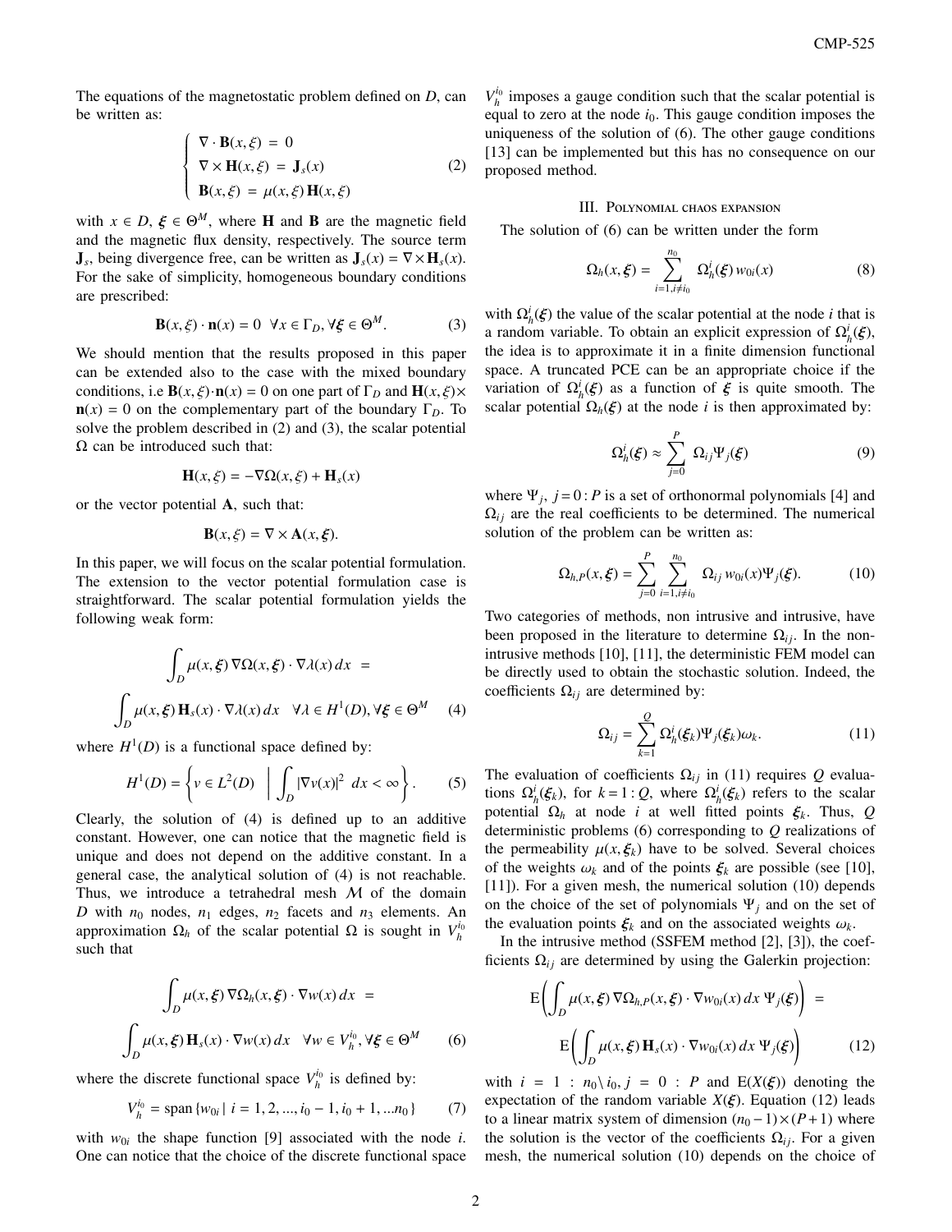The equations of the magnetostatic problem defined on $D$, can be written as:

$$
\begin{cases}
\nabla \cdot \mathbf{B}(x, \xi) = 0 \\
\nabla \times \mathbf{H}(x, \xi) = \mathbf{J}_s(x) \\
\mathbf{B}(x, \xi) = \mu(x, \xi)\, \mathbf{H}(x, \xi)
\end{cases} \tag{2}
$$

with $x \in D$, $\boldsymbol{\xi} \in \Theta^M$, where $\mathbf{H}$ and $\mathbf{B}$ are the magnetic field and the magnetic flux density, respectively. The source term $\mathbf{J}_s$, being divergence free, can be written as $\mathbf{J}_s(x) = \nabla \times \mathbf{H}_s(x)$. For the sake of simplicity, homogeneous boundary conditions are prescribed:

$$
\mathbf{B}(x, \xi) \cdot \mathbf{n}(x) = 0 \quad \forall x \in \Gamma_D, \forall \boldsymbol{\xi} \in \Theta^M. \tag{3}
$$

We should mention that the results proposed in this paper can be extended also to the case with the mixed boundary conditions, i.e $\mathbf{B}(x, \xi) \cdot \mathbf{n}(x) = 0$ on one part of $\Gamma_D$ and $\mathbf{H}(x, \xi) \times \mathbf{n}(x) = 0$ on the complementary part of the boundary $\Gamma_D$. To solve the problem described in (2) and (3), the scalar potential $\Omega$ can be introduced such that:

$$
\mathbf{H}(x, \xi) = -\nabla\Omega(x, \xi) + \mathbf{H}_s(x)
$$

or the vector potential $\mathbf{A}$, such that:

$$
\mathbf{B}(x, \xi) = \nabla \times \mathbf{A}(x, \boldsymbol{\xi}).
$$

In this paper, we will focus on the scalar potential formulation. The extension to the vector potential formulation case is straightforward. The scalar potential formulation yields the following weak form:

$$
\int_D \mu(x, \boldsymbol{\xi})\, \nabla\Omega(x, \boldsymbol{\xi}) \cdot \nabla\lambda(x)\, dx \;=\; \int_D \mu(x, \boldsymbol{\xi})\, \mathbf{H}_s(x) \cdot \nabla\lambda(x)\, dx \quad \forall \lambda \in H^1(D), \forall \boldsymbol{\xi} \in \Theta^M \tag{4}
$$

where $H^1(D)$ is a functional space defined by:

$$
H^1(D) = \left\{ v \in L^2(D) \;\middle|\; \int_D |\nabla v(x)|^2 \, dx < \infty \right\}. \tag{5}
$$

Clearly, the solution of (4) is defined up to an additive constant. However, one can notice that the magnetic field is unique and does not depend on the additive constant. In a general case, the analytical solution of (4) is not reachable. Thus, we introduce a tetrahedral mesh $\mathcal{M}$ of the domain $D$ with $n_0$ nodes, $n_1$ edges, $n_2$ facets and $n_3$ elements. An approximation $\Omega_h$ of the scalar potential $\Omega$ is sought in $V_h^{i_0}$ such that

$$
\int_D \mu(x, \boldsymbol{\xi})\, \nabla\Omega_h(x, \boldsymbol{\xi}) \cdot \nabla w(x)\, dx \;=\; \int_D \mu(x, \boldsymbol{\xi})\, \mathbf{H}_s(x) \cdot \nabla w(x)\, dx \quad \forall w \in V_h^{i_0}, \forall \boldsymbol{\xi} \in \Theta^M \tag{6}
$$

where the discrete functional space $V_h^{i_0}$ is defined by:

$$
V_h^{i_0} = \text{span}\{ w_{0i} \mid i = 1, 2, ..., i_0 - 1, i_0 + 1, ...n_0 \} \tag{7}
$$

with $w_{0i}$ the shape function [9] associated with the node $i$. One can notice that the choice of the discrete functional space $V_h^{i_0}$ imposes a gauge condition such that the scalar potential is equal to zero at the node $i_0$. This gauge condition imposes the uniqueness of the solution of (6). The other gauge conditions [13] can be implemented but this has no consequence on our proposed method.

## III. Polynomial chaos expansion

The solution of (6) can be written under the form

$$
\Omega_h(x, \boldsymbol{\xi}) = \sum_{i=1, i \neq i_0}^{n_0} \Omega_h^i(\boldsymbol{\xi})\, w_{0i}(x) \tag{8}
$$

with $\Omega_h^i(\boldsymbol{\xi})$ the value of the scalar potential at the node $i$ that is a random variable. To obtain an explicit expression of $\Omega_h^i(\boldsymbol{\xi})$, the idea is to approximate it in a finite dimension functional space. A truncated PCE can be an appropriate choice if the variation of $\Omega_h^i(\boldsymbol{\xi})$ as a function of $\boldsymbol{\xi}$ is quite smooth. The scalar potential $\Omega_h(\boldsymbol{\xi})$ at the node $i$ is then approximated by:

$$
\Omega_h^i(\boldsymbol{\xi}) \approx \sum_{j=0}^{P} \Omega_{ij} \Psi_j(\boldsymbol{\xi}) \tag{9}
$$

where $\Psi_j$, $j = 0:P$ is a set of orthonormal polynomials [4] and $\Omega_{ij}$ are the real coefficients to be determined. The numerical solution of the problem can be written as:

$$
\Omega_{h,P}(x, \boldsymbol{\xi}) = \sum_{j=0}^{P} \sum_{i=1, i \neq i_0}^{n_0} \Omega_{ij}\, w_{0i}(x) \Psi_j(\boldsymbol{\xi}). \tag{10}
$$

Two categories of methods, non intrusive and intrusive, have been proposed in the literature to determine $\Omega_{ij}$. In the non-intrusive methods [10], [11], the deterministic FEM model can be directly used to obtain the stochastic solution. Indeed, the coefficients $\Omega_{ij}$ are determined by:

$$
\Omega_{ij} = \sum_{k=1}^{Q} \Omega_h^i(\boldsymbol{\xi}_k) \Psi_j(\boldsymbol{\xi}_k) \omega_k. \tag{11}
$$

The evaluation of coefficients $\Omega_{ij}$ in (11) requires $Q$ evaluations $\Omega_h^i(\boldsymbol{\xi}_k)$, for $k = 1:Q$, where $\Omega_h^i(\boldsymbol{\xi}_k)$ refers to the scalar potential $\Omega_h$ at node $i$ at well fitted points $\boldsymbol{\xi}_k$. Thus, $Q$ deterministic problems (6) corresponding to $Q$ realizations of the permeability $\mu(x, \boldsymbol{\xi}_k)$ have to be solved. Several choices of the weights $\omega_k$ and of the points $\boldsymbol{\xi}_k$ are possible (see [10], [11]). For a given mesh, the numerical solution (10) depends on the choice of the set of polynomials $\Psi_j$ and on the set of the evaluation points $\boldsymbol{\xi}_k$ and on the associated weights $\omega_k$.

In the intrusive method (SSFEM method [2], [3]), the coefficients $\Omega_{ij}$ are determined by using the Galerkin projection:

$$
\mathrm{E}\left( \int_D \mu(x, \boldsymbol{\xi})\, \nabla\Omega_{h,P}(x, \boldsymbol{\xi}) \cdot \nabla w_{0i}(x)\, dx\, \Psi_j(\boldsymbol{\xi}) \right) \;=\; \mathrm{E}\left( \int_D \mu(x, \boldsymbol{\xi})\, \mathbf{H}_s(x) \cdot \nabla w_{0i}(x)\, dx\, \Psi_j(\boldsymbol{\xi}) \right) \tag{12}
$$

with $i = 1 : n_0 \backslash i_0$, $j = 0 : P$ and $\mathrm{E}(X(\boldsymbol{\xi}))$ denoting the expectation of the random variable $X(\boldsymbol{\xi})$. Equation (12) leads to a linear matrix system of dimension $(n_0 - 1) \times (P + 1)$ where the solution is the vector of the coefficients $\Omega_{ij}$. For a given mesh, the numerical solution (10) depends on the choice of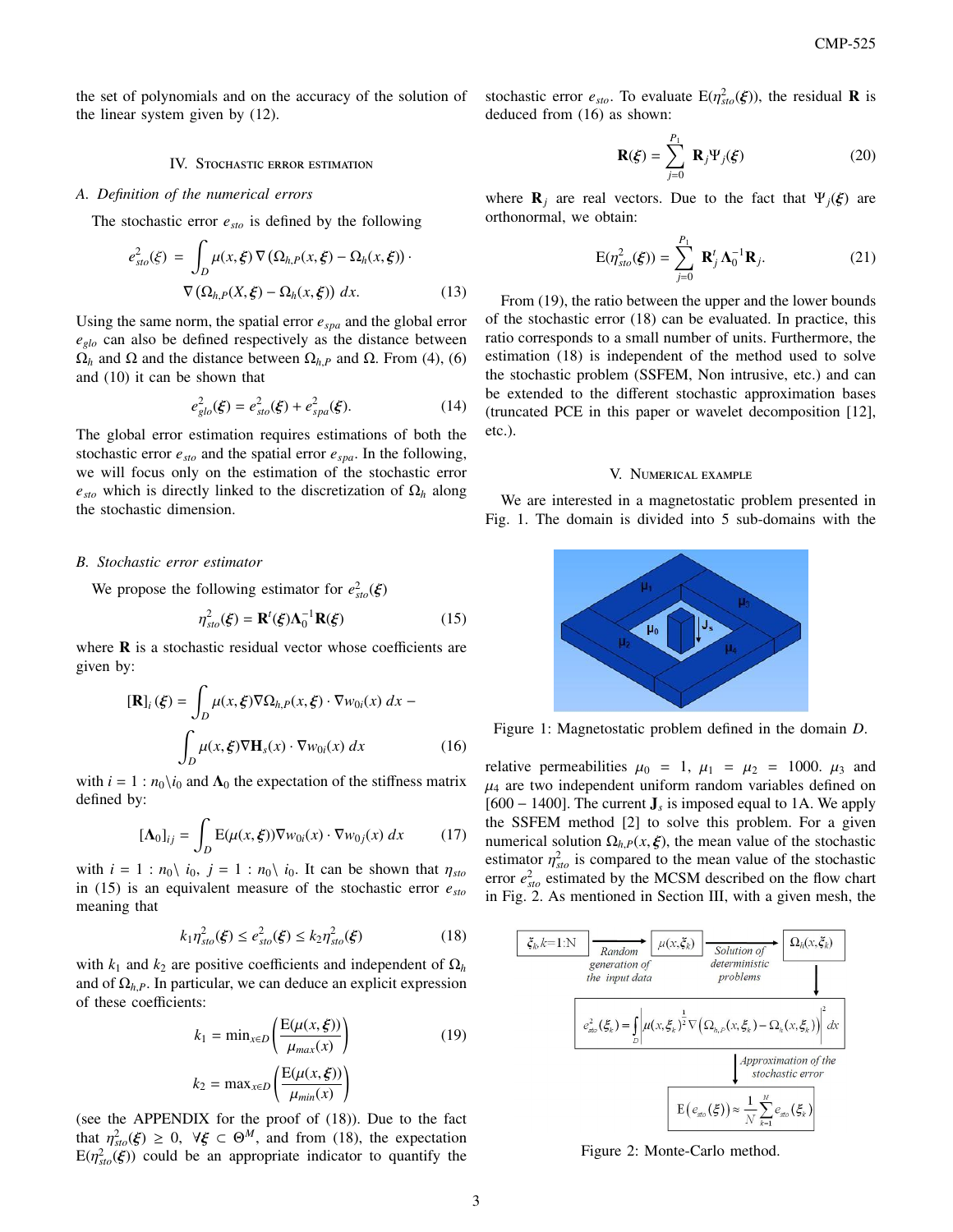the set of polynomials and on the accuracy of the solution of the linear system given by (12).

## IV. Stochastic error estimation

### A. Definition of the numerical errors

The stochastic error $e_{sto}$ is defined by the following

$$e_{sto}^2(\boldsymbol{\xi}) = \int_D \mu(x,\boldsymbol{\xi}) \nabla \left(\Omega_{h,P}(x,\boldsymbol{\xi}) - \Omega_h(x,\boldsymbol{\xi})\right) \cdot \nabla \left(\Omega_{h,P}(X,\boldsymbol{\xi}) - \Omega_h(x,\boldsymbol{\xi})\right) dx. \quad (13)$$

Using the same norm, the spatial error $e_{spa}$ and the global error $e_{glo}$ can also be defined respectively as the distance between $\Omega_h$ and $\Omega$ and the distance between $\Omega_{h,P}$ and $\Omega$. From (4), (6) and (10) it can be shown that

$$e_{glo}^2(\boldsymbol{\xi}) = e_{sto}^2(\boldsymbol{\xi}) + e_{spa}^2(\boldsymbol{\xi}). \quad (14)$$

The global error estimation requires estimations of both the stochastic error $e_{sto}$ and the spatial error $e_{spa}$. In the following, we will focus only on the estimation of the stochastic error $e_{sto}$ which is directly linked to the discretization of $\Omega_h$ along the stochastic dimension.

### B. Stochastic error estimator

We propose the following estimator for $e_{sto}^2(\boldsymbol{\xi})$

$$\eta_{sto}^2(\boldsymbol{\xi}) = \mathbf{R}^t(\boldsymbol{\xi})\boldsymbol{\Lambda}_0^{-1}\mathbf{R}(\boldsymbol{\xi}) \quad (15)$$

where $\mathbf{R}$ is a stochastic residual vector whose coefficients are given by:

$$[\mathbf{R}]_i(\boldsymbol{\xi}) = \int_D \mu(x,\boldsymbol{\xi})\nabla\Omega_{h,P}(x,\boldsymbol{\xi}) \cdot \nabla w_{0i}(x)\, dx - \int_D \mu(x,\boldsymbol{\xi})\nabla\mathbf{H}_s(x) \cdot \nabla w_{0i}(x)\, dx \quad (16)$$

with $i = 1 : n_0 \backslash i_0$ and $\boldsymbol{\Lambda}_0$ the expectation of the stiffness matrix defined by:

$$[\boldsymbol{\Lambda}_0]_{ij} = \int_D \mathrm{E}(\mu(x,\boldsymbol{\xi}))\nabla w_{0i}(x) \cdot \nabla w_{0j}(x)\, dx \quad (17)$$

with $i = 1 : n_0 \backslash\ i_0$, $j = 1 : n_0 \backslash\ i_0$. It can be shown that $\eta_{sto}$ in (15) is an equivalent measure of the stochastic error $e_{sto}$ meaning that

$$k_1\eta_{sto}^2(\boldsymbol{\xi}) \leq e_{sto}^2(\boldsymbol{\xi}) \leq k_2\eta_{sto}^2(\boldsymbol{\xi}) \quad (18)$$

with $k_1$ and $k_2$ are positive coefficients and independent of $\Omega_h$ and of $\Omega_{h,P}$. In particular, we can deduce an explicit expression of these coefficients:

$$k_1 = \min_{x\in D}\left(\frac{\mathrm{E}(\mu(x,\boldsymbol{\xi}))}{\mu_{max}(x)}\right) \quad (19)$$

$$k_2 = \max_{x\in D}\left(\frac{\mathrm{E}(\mu(x,\boldsymbol{\xi}))}{\mu_{min}(x)}\right)$$

(see the APPENDIX for the proof of (18)). Due to the fact that $\eta_{sto}^2(\boldsymbol{\xi}) \geq 0$, $\forall \boldsymbol{\xi} \subset \Theta^M$, and from (18), the expectation $\mathrm{E}(\eta_{sto}^2(\boldsymbol{\xi}))$ could be an appropriate indicator to quantify the stochastic error $e_{sto}$. To evaluate $\mathrm{E}(\eta_{sto}^2(\boldsymbol{\xi}))$, the residual $\mathbf{R}$ is deduced from (16) as shown:

$$\mathbf{R}(\boldsymbol{\xi}) = \sum_{j=0}^{P_1} \mathbf{R}_j\Psi_j(\boldsymbol{\xi}) \quad (20)$$

where $\mathbf{R}_j$ are real vectors. Due to the fact that $\Psi_j(\boldsymbol{\xi})$ are orthonormal, we obtain:

$$\mathrm{E}(\eta_{sto}^2(\boldsymbol{\xi})) = \sum_{j=0}^{P_1} \mathbf{R}_j^t\boldsymbol{\Lambda}_0^{-1}\mathbf{R}_j. \quad (21)$$

From (19), the ratio between the upper and the lower bounds of the stochastic error (18) can be evaluated. In practice, this ratio corresponds to a small number of units. Furthermore, the estimation (18) is independent of the method used to solve the stochastic problem (SSFEM, Non intrusive, etc.) and can be extended to the different stochastic approximation bases (truncated PCE in this paper or wavelet decomposition [12], etc.).

## V. Numerical example

We are interested in a magnetostatic problem presented in Fig. 1. The domain is divided into 5 sub-domains with the relative permeabilities $\mu_0 = 1$, $\mu_1 = \mu_2 = 1000$. $\mu_3$ and $\mu_4$ are two independent uniform random variables defined on $[600 - 1400]$. The current $\mathbf{J}_s$ is imposed equal to 1A. We apply the SSFEM method [2] to solve this problem. For a given numerical solution $\Omega_{h,P}(x,\boldsymbol{\xi})$, the mean value of the stochastic estimator $\eta_{sto}^2$ is compared to the mean value of the stochastic error $e_{sto}^2$ estimated by the MCSM described on the flow chart in Fig. 2. As mentioned in Section III, with a given mesh, the

Figure 1: Magnetostatic problem defined in the domain $D$.

Figure 2: Monte-Carlo method.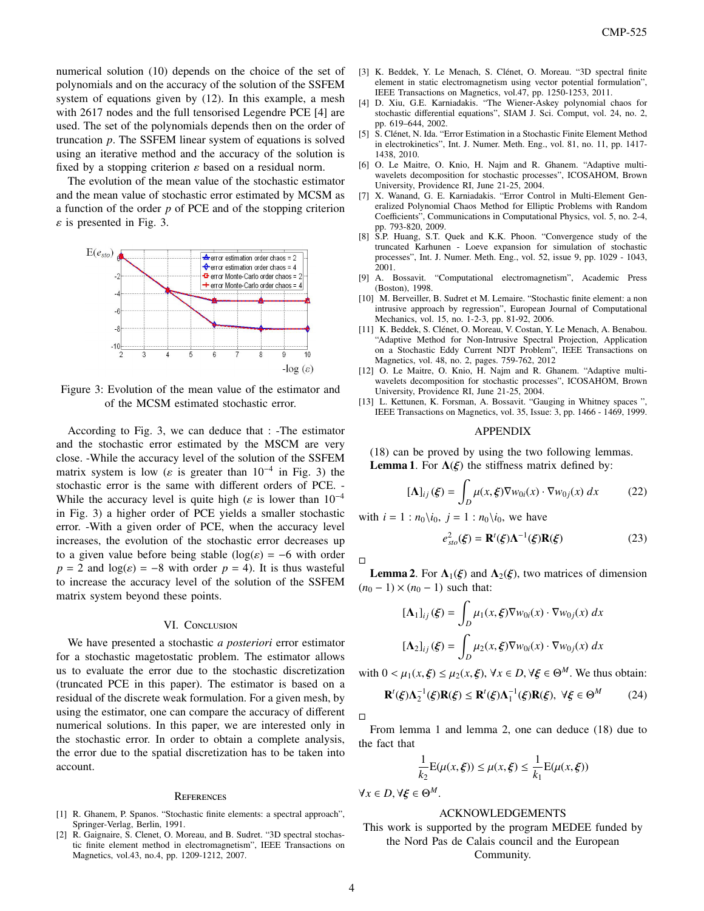numerical solution (10) depends on the choice of the set of polynomials and on the accuracy of the solution of the SSFEM system of equations given by (12). In this example, a mesh with 2617 nodes and the full tensorised Legendre PCE [4] are used. The set of the polynomials depends then on the order of truncation $p$. The SSFEM linear system of equations is solved using an iterative method and the accuracy of the solution is fixed by a stopping criterion $\varepsilon$ based on a residual norm.

The evolution of the mean value of the stochastic estimator and the mean value of stochastic error estimated by MCSM as a function of the order $p$ of PCE and of the stopping criterion $\varepsilon$ is presented in Fig. 3.

$\mathrm{E}(e_{sto})$

error estimation order chaos = 2
error estimation order chaos = 4
error Monte-Carlo order chaos = 2
error Monte-Carlo order chaos = 4

0
-2
-4
-6
-8
-10

2 3 4 5 6 7 8 9 10

$-\log(\varepsilon)$

Figure 3: Evolution of the mean value of the estimator and of the MCSM estimated stochastic error.

According to Fig. 3, we can deduce that : -The estimator and the stochastic error estimated by the MSCM are very close. -While the accuracy level of the solution of the SSFEM matrix system is low ($\varepsilon$ is greater than $10^{-4}$ in Fig. 3) the stochastic error is the same with different orders of PCE. -While the accuracy level is quite high ($\varepsilon$ is lower than $10^{-4}$ in Fig. 3) a higher order of PCE yields a smaller stochastic error. -With a given order of PCE, when the accuracy level increases, the evolution of the stochastic error decreases up to a given value before being stable ($\log(\varepsilon) = -6$ with order $p = 2$ and $\log(\varepsilon) = -8$ with order $p = 4$). It is thus wasteful to increase the accuracy level of the solution of the SSFEM matrix system beyond these points.

## VI. Conclusion

We have presented a stochastic *a posteriori* error estimator for a stochastic magetostatic problem. The estimator allows us to evaluate the error due to the stochastic discretization (truncated PCE in this paper). The estimator is based on a residual of the discrete weak formulation. For a given mesh, by using the estimator, one can compare the accuracy of different numerical solutions. In this paper, we are interested only in the stochastic error. In order to obtain a complete analysis, the error due to the spatial discretization has to be taken into account.

## References

[1] R. Ghanem, P. Spanos. "Stochastic finite elements: a spectral approach", Springer-Verlag, Berlin, 1991.

[2] R. Gaignaire, S. Clenet, O. Moreau, and B. Sudret. "3D spectral stochastic finite element method in electromagnetism", IEEE Transactions on Magnetics, vol.43, no.4, pp. 1209-1212, 2007.

[3] K. Beddek, Y. Le Menach, S. Clénet, O. Moreau. "3D spectral finite element in static electromagnetism using vector potential formulation", IEEE Transactions on Magnetics, vol.47, pp. 1250-1253, 2011.

[4] D. Xiu, G.E. Karniadakis. "The Wiener-Askey polynomial chaos for stochastic differential equations", SIAM J. Sci. Comput, vol. 24, no. 2, pp. 619–644, 2002.

[5] S. Clénet, N. Ida. "Error Estimation in a Stochastic Finite Element Method in electrokinetics", Int. J. Numer. Meth. Eng., vol. 81, no. 11, pp. 1417-1438, 2010.

[6] O. Le Maitre, O. Knio, H. Najm and R. Ghanem. "Adaptive multi-wavelets decomposition for stochastic processes", ICOSAHOM, Brown University, Providence RI, June 21-25, 2004.

[7] X. Wanand, G. E. Karniadakis. "Error Control in Multi-Element Generalized Polynomial Chaos Method for Elliptic Problems with Random Coefficients", Communications in Computational Physics, vol. 5, no. 2-4, pp. 793-820, 2009.

[8] S.P. Huang, S.T. Quek and K.K. Phoon. "Convergence study of the truncated Karhunen - Loeve expansion for simulation of stochastic processes", Int. J. Numer. Meth. Eng., vol. 52, issue 9, pp. 1029 - 1043, 2001.

[9] A. Bossavit. "Computational electromagnetism", Academic Press (Boston), 1998.

[10] M. Berveiller, B. Sudret et M. Lemaire. "Stochastic finite element: a non intrusive approach by regression", European Journal of Computational Mechanics, vol. 15, no. 1-2-3, pp. 81-92, 2006.

[11] K. Beddek, S. Clénet, O. Moreau, V. Costan, Y. Le Menach, A. Benabou. "Adaptive Method for Non-Intrusive Spectral Projection, Application on a Stochastic Eddy Current NDT Problem", IEEE Transactions on Magnetics, vol. 48, no. 2, pages. 759-762, 2012

[12] O. Le Maitre, O. Knio, H. Najm and R. Ghanem. "Adaptive multi-wavelets decomposition for stochastic processes", ICOSAHOM, Brown University, Providence RI, June 21-25, 2004.

[13] L. Kettunen, K. Forsman, A. Bossavit. "Gauging in Whitney spaces ", IEEE Transactions on Magnetics, vol. 35, Issue: 3, pp. 1466 - 1469, 1999.

## APPENDIX

(18) can be proved by using the two following lemmas.

**Lemma 1**. For $\mathbf{\Lambda}(\boldsymbol{\xi})$ the stiffness matrix defined by:

$$[\mathbf{\Lambda}]_{ij}(\boldsymbol{\xi}) = \int_D \mu(x,\boldsymbol{\xi}) \nabla w_{0i}(x) \cdot \nabla w_{0j}(x)\, dx \qquad (22)$$

with $i = 1 : n_0 \backslash i_0$, $j = 1 : n_0 \backslash i_0$, we have

$$e^2_{sto}(\boldsymbol{\xi}) = \mathbf{R}^t(\boldsymbol{\xi}) \mathbf{\Lambda}^{-1}(\boldsymbol{\xi}) \mathbf{R}(\boldsymbol{\xi}) \qquad (23)$$

□

**Lemma 2**. For $\mathbf{\Lambda}_1(\boldsymbol{\xi})$ and $\mathbf{\Lambda}_2(\boldsymbol{\xi})$, two matrices of dimension $(n_0 - 1) \times (n_0 - 1)$ such that:

$$[\mathbf{\Lambda}_1]_{ij}(\boldsymbol{\xi}) = \int_D \mu_1(x,\boldsymbol{\xi}) \nabla w_{0i}(x) \cdot \nabla w_{0j}(x)\, dx$$

$$[\mathbf{\Lambda}_2]_{ij}(\boldsymbol{\xi}) = \int_D \mu_2(x,\boldsymbol{\xi}) \nabla w_{0i}(x) \cdot \nabla w_{0j}(x)\, dx$$

with $0 < \mu_1(x,\boldsymbol{\xi}) \leq \mu_2(x,\boldsymbol{\xi})$, $\forall x \in D, \forall \boldsymbol{\xi} \in \Theta^M$. We thus obtain:

$$\mathbf{R}^t(\boldsymbol{\xi}) \mathbf{\Lambda}_2^{-1}(\boldsymbol{\xi}) \mathbf{R}(\boldsymbol{\xi}) \leq \mathbf{R}^t(\boldsymbol{\xi}) \mathbf{\Lambda}_1^{-1}(\boldsymbol{\xi}) \mathbf{R}(\boldsymbol{\xi}),\ \forall \boldsymbol{\xi} \in \Theta^M \qquad (24)$$

□

From lemma 1 and lemma 2, one can deduce (18) due to the fact that

$$\frac{1}{k_2}\mathrm{E}(\mu(x,\boldsymbol{\xi})) \leq \mu(x,\boldsymbol{\xi}) \leq \frac{1}{k_1}\mathrm{E}(\mu(x,\boldsymbol{\xi}))$$

$\forall x \in D, \forall \boldsymbol{\xi} \in \Theta^M$.

## ACKNOWLEDGEMENTS

This work is supported by the program MEDEE funded by the Nord Pas de Calais council and the European Community.